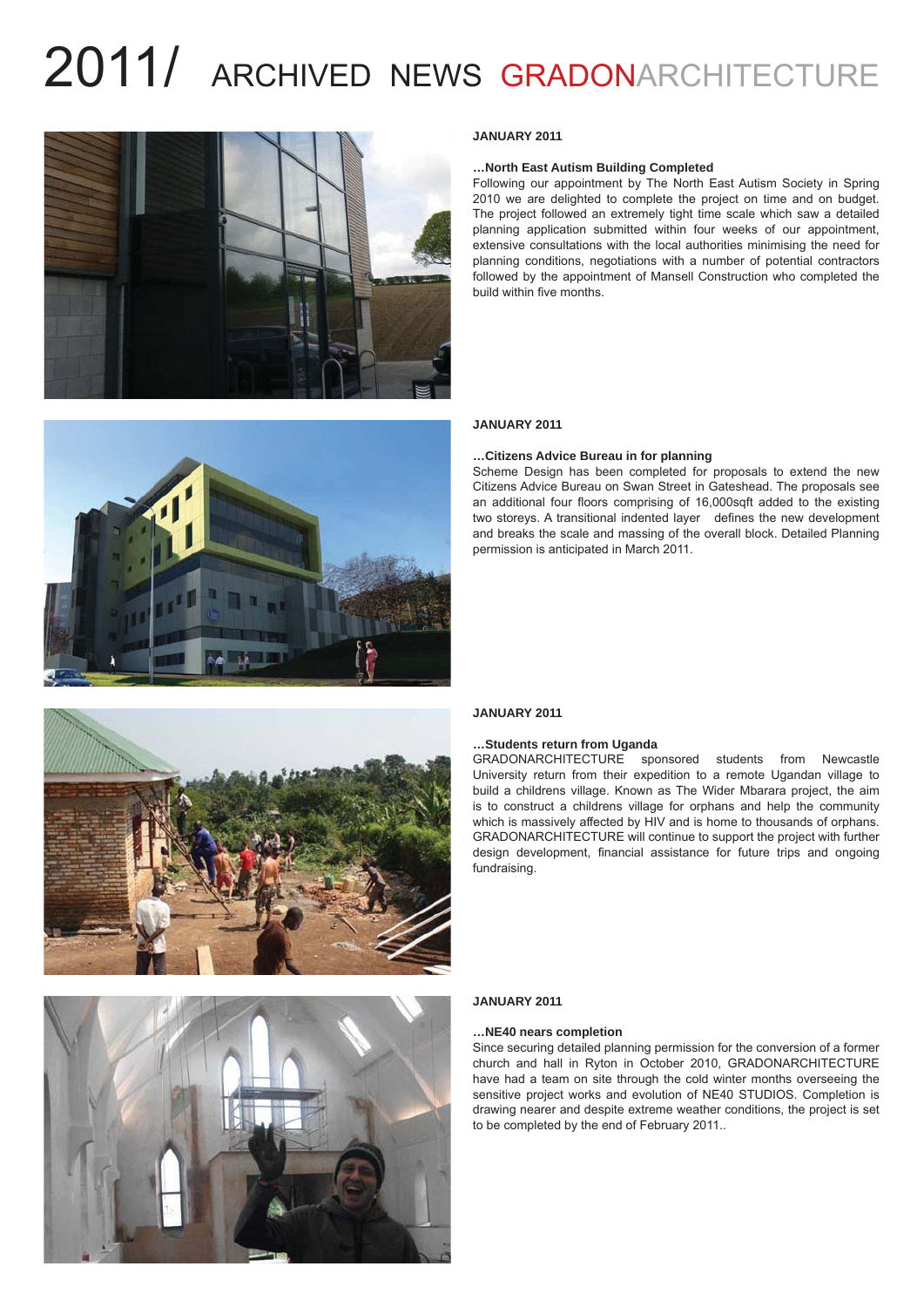# 2011/ ARCHIVED NEWS GRADONARCHITECTURE

**JANUARY 2011**

**…North East Autism Building Completed**

Following our appointment by The North East Autism Society in Spring 2010 we are delighted to complete the project on time and on budget. The project followed an extremely tight time scale which saw a detailed planning application submitted within four weeks of our appointment, extensive consultations with the local authorities minimising the need for planning conditions, negotiations with a number of potential contractors followed by the appointment of Mansell Construction who completed the build within five months.

**JANUARY 2011**

**…Citizens Advice Bureau in for planning**

Scheme Design has been completed for proposals to extend the new Citizens Advice Bureau on Swan Street in Gateshead. The proposals see an additional four floors comprising of 16,000sqft added to the existing two storeys. A transitional indented layer defines the new development and breaks the scale and massing of the overall block. Detailed Planning permission is anticipated in March 2011.

**JANUARY 2011**

**…Students return from Uganda**

GRADONARCHITECTURE sponsored students from Newcastle University return from their expedition to a remote Ugandan village to build a childrens village. Known as The Wider Mbarara project, the aim is to construct a childrens village for orphans and help the community which is massively affected by HIV and is home to thousands of orphans. GRADONARCHITECTURE will continue to support the project with further design development, financial assistance for future trips and ongoing fundraising.

**JANUARY 2011**

**…NE40 nears completion**

Since securing detailed planning permission for the conversion of a former church and hall in Ryton in October 2010, GRADONARCHITECTURE have had a team on site through the cold winter months overseeing the sensitive project works and evolution of NE40 STUDIOS. Completion is drawing nearer and despite extreme weather conditions, the project is set to be completed by the end of February 2011..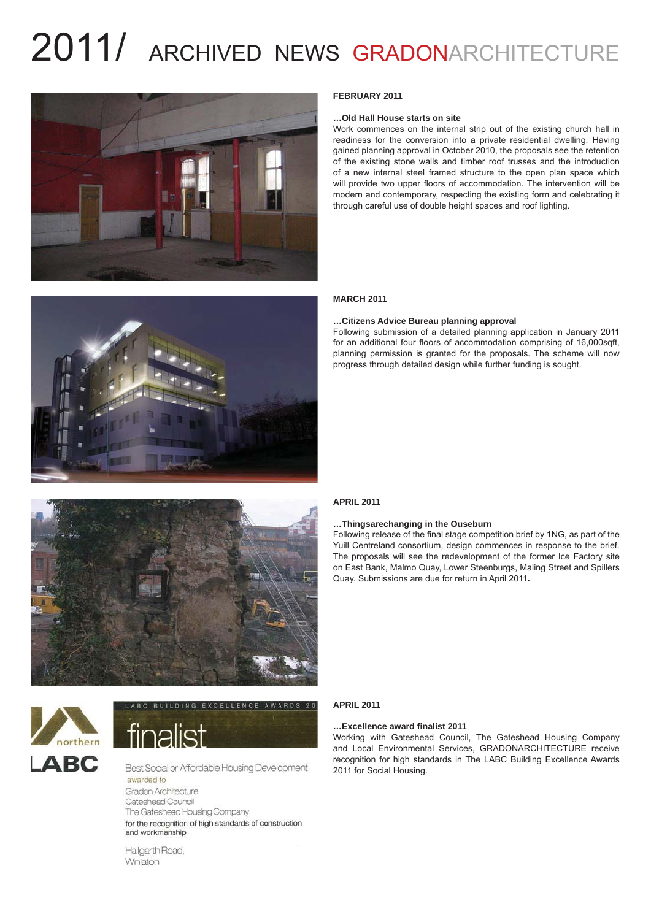# 2011/ ARCHIVED NEWS GRADONARCHITECTURE

**FEBRUARY 2011**

**…Old Hall House starts on site**

Work commences on the internal strip out of the existing church hall in readiness for the conversion into a private residential dwelling. Having gained planning approval in October 2010, the proposals see the retention of the existing stone walls and timber roof trusses and the introduction of a new internal steel framed structure to the open plan space which will provide two upper floors of accommodation. The intervention will be modern and contemporary, respecting the existing form and celebrating it through careful use of double height spaces and roof lighting.

**MARCH 2011**

**…Citizens Advice Bureau planning approval**

Following submission of a detailed planning application in January 2011 for an additional four floors of accommodation comprising of 16,000sqft, planning permission is granted for the proposals. The scheme will now progress through detailed design while further funding is sought.

**APRIL 2011**

**…Thingsarechanging in the Ouseburn**

Following release of the final stage competition brief by 1NG, as part of the Yuill Centreland consortium, design commences in response to the brief. The proposals will see the redevelopment of the former Ice Factory site on East Bank, Malmo Quay, Lower Steenburgs, Maling Street and Spillers Quay. Submissions are due for return in April 2011**.**

northern LABC

LABC BUILDING EXCELLENCE AWARDS 20

finalist

Best Social or Affordable Housing Development
awarded to
Gradon Architecture
Gateshead Council
The Gateshead Housing Company
for the recognition of high standards of construction and workmanship

Hallgarth Road,
Winlaton

**APRIL 2011**

**…Excellence award finalist 2011**

Working with Gateshead Council, The Gateshead Housing Company and Local Environmental Services, GRADONARCHITECTURE receive recognition for high standards in The LABC Building Excellence Awards 2011 for Social Housing.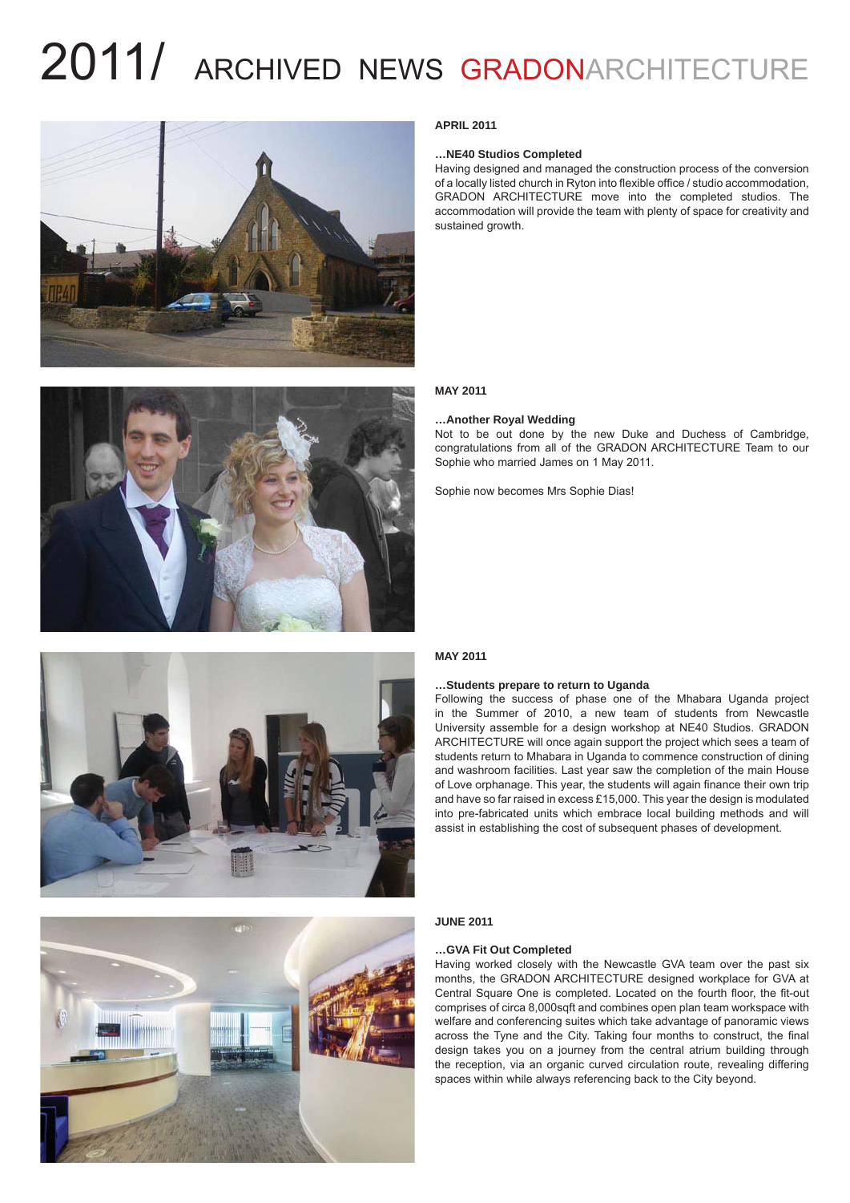# 2011/ ARCHIVED NEWS GRADONARCHITECTURE

**APRIL 2011**

**…NE40 Studios Completed**

Having designed and managed the construction process of the conversion of a locally listed church in Ryton into flexible office / studio accommodation, GRADON ARCHITECTURE move into the completed studios. The accommodation will provide the team with plenty of space for creativity and sustained growth.

**MAY 2011**

**…Another Royal Wedding**

Not to be out done by the new Duke and Duchess of Cambridge, congratulations from all of the GRADON ARCHITECTURE Team to our Sophie who married James on 1 May 2011.

Sophie now becomes Mrs Sophie Dias!

**MAY 2011**

**…Students prepare to return to Uganda**

Following the success of phase one of the Mhabara Uganda project in the Summer of 2010, a new team of students from Newcastle University assemble for a design workshop at NE40 Studios. GRADON ARCHITECTURE will once again support the project which sees a team of students return to Mhabara in Uganda to commence construction of dining and washroom facilities. Last year saw the completion of the main House of Love orphanage. This year, the students will again finance their own trip and have so far raised in excess £15,000. This year the design is modulated into pre-fabricated units which embrace local building methods and will assist in establishing the cost of subsequent phases of development.

**JUNE 2011**

**…GVA Fit Out Completed**

Having worked closely with the Newcastle GVA team over the past six months, the GRADON ARCHITECTURE designed workplace for GVA at Central Square One is completed. Located on the fourth floor, the fit-out comprises of circa 8,000sqft and combines open plan team workspace with welfare and conferencing suites which take advantage of panoramic views across the Tyne and the City. Taking four months to construct, the final design takes you on a journey from the central atrium building through the reception, via an organic curved circulation route, revealing differing spaces within while always referencing back to the City beyond.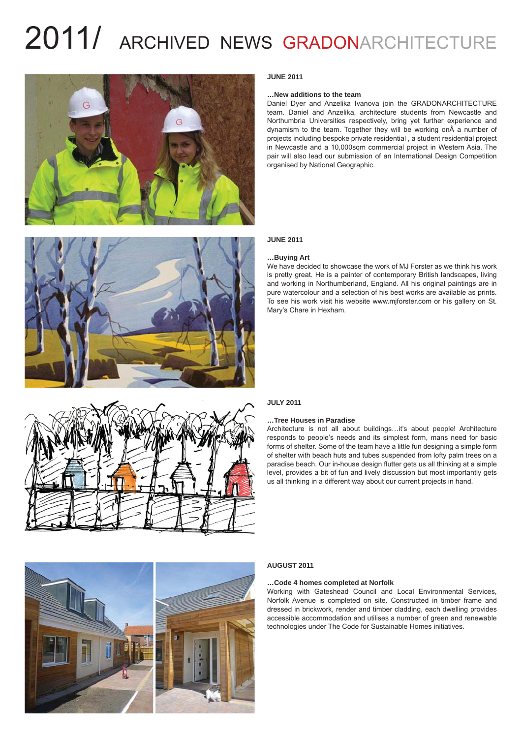# 2011/ ARCHIVED NEWS GRADONARCHITECTURE

**JUNE 2011**

**…New additions to the team**

Daniel Dyer and Anzelika Ivanova join the GRADONARCHITECTURE team. Daniel and Anzelika, architecture students from Newcastle and Northumbria Universities respectively, bring yet further experience and dynamism to the team. Together they will be working onÂ a number of projects including bespoke private residential , a student residential project in Newcastle and a 10,000sqm commercial project in Western Asia. The pair will also lead our submission of an International Design Competition organised by National Geographic.

**JUNE 2011**

**…Buying Art**

We have decided to showcase the work of MJ Forster as we think his work is pretty great. He is a painter of contemporary British landscapes, living and working in Northumberland, England. All his original paintings are in pure watercolour and a selection of his best works are available as prints. To see his work visit his website www.mjforster.com or his gallery on St. Mary's Chare in Hexham.

**JULY 2011**

**…Tree Houses in Paradise**

Architecture is not all about buildings…it's about people! Architecture responds to people's needs and its simplest form, mans need for basic forms of shelter. Some of the team have a little fun designing a simple form of shelter with beach huts and tubes suspended from lofty palm trees on a paradise beach. Our in-house design flutter gets us all thinking at a simple level, provides a bit of fun and lively discussion but most importantly gets us all thinking in a different way about our current projects in hand.

**AUGUST 2011**

**…Code 4 homes completed at Norfolk**

Working with Gateshead Council and Local Environmental Services, Norfolk Avenue is completed on site. Constructed in timber frame and dressed in brickwork, render and timber cladding, each dwelling provides accessible accommodation and utilises a number of green and renewable technologies under The Code for Sustainable Homes initiatives.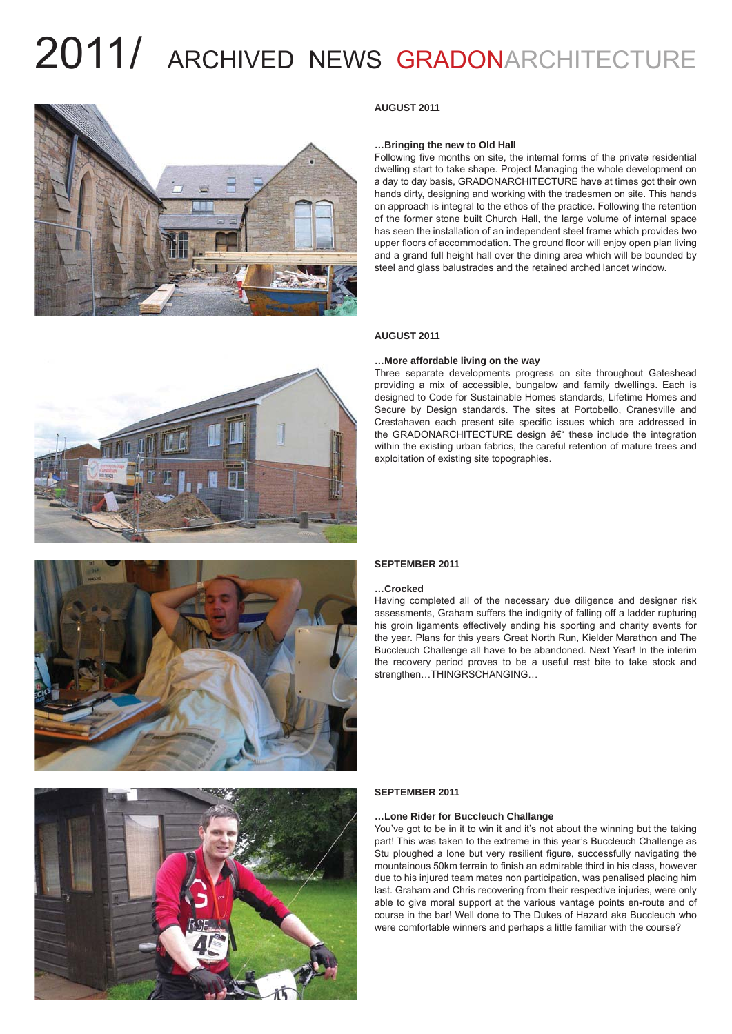# 2011/ ARCHIVED NEWS GRADONARCHITECTURE

**AUGUST 2011**

**…Bringing the new to Old Hall**

Following five months on site, the internal forms of the private residential dwelling start to take shape. Project Managing the whole development on a day to day basis, GRADONARCHITECTURE have at times got their own hands dirty, designing and working with the tradesmen on site. This hands on approach is integral to the ethos of the practice. Following the retention of the former stone built Church Hall, the large volume of internal space has seen the installation of an independent steel frame which provides two upper floors of accommodation. The ground floor will enjoy open plan living and a grand full height hall over the dining area which will be bounded by steel and glass balustrades and the retained arched lancet window.

**AUGUST 2011**

**…More affordable living on the way**

Three separate developments progress on site throughout Gateshead providing a mix of accessible, bungalow and family dwellings. Each is designed to Code for Sustainable Homes standards, Lifetime Homes and Secure by Design standards. The sites at Portobello, Cranesville and Crestahaven each present site specific issues which are addressed in the GRADONARCHITECTURE design â€" these include the integration within the existing urban fabrics, the careful retention of mature trees and exploitation of existing site topographies.

**SEPTEMBER 2011**

**…Crocked**

Having completed all of the necessary due diligence and designer risk assessments, Graham suffers the indignity of falling off a ladder rupturing his groin ligaments effectively ending his sporting and charity events for the year. Plans for this years Great North Run, Kielder Marathon and The Buccleuch Challenge all have to be abandoned. Next Year! In the interim the recovery period proves to be a useful rest bite to take stock and strengthen…THINGRSCHANGING…

**SEPTEMBER 2011**

**…Lone Rider for Buccleuch Challange**

You've got to be in it to win it and it's not about the winning but the taking part! This was taken to the extreme in this year's Buccleuch Challenge as Stu ploughed a lone but very resilient figure, successfully navigating the mountainous 50km terrain to finish an admirable third in his class, however due to his injured team mates non participation, was penalised placing him last. Graham and Chris recovering from their respective injuries, were only able to give moral support at the various vantage points en-route and of course in the bar! Well done to The Dukes of Hazard aka Buccleuch who were comfortable winners and perhaps a little familiar with the course?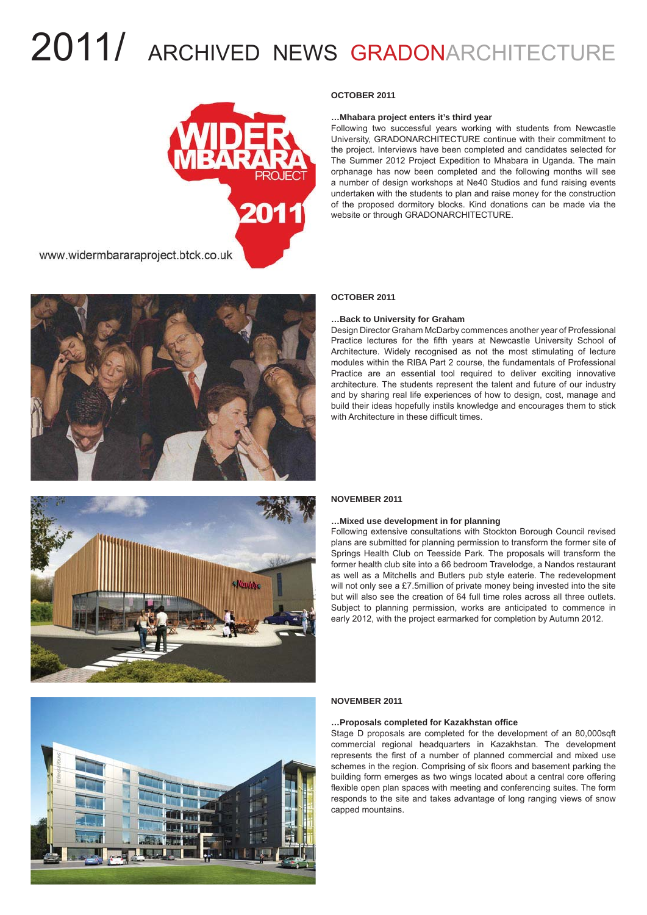# 2011/ ARCHIVED NEWS GRADONARCHITECTURE

www.widermbararaproject.btck.co.uk

**OCTOBER 2011**

**…Mhabara project enters it's third year**

Following two successful years working with students from Newcastle University, GRADONARCHITECTURE continue with their commitment to the project. Interviews have been completed and candidates selected for The Summer 2012 Project Expedition to Mhabara in Uganda. The main orphanage has now been completed and the following months will see a number of design workshops at Ne40 Studios and fund raising events undertaken with the students to plan and raise money for the construction of the proposed dormitory blocks. Kind donations can be made via the website or through GRADONARCHITECTURE.

**OCTOBER 2011**

**…Back to University for Graham**

Design Director Graham McDarby commences another year of Professional Practice lectures for the fifth years at Newcastle University School of Architecture. Widely recognised as not the most stimulating of lecture modules within the RIBA Part 2 course, the fundamentals of Professional Practice are an essential tool required to deliver exciting innovative architecture. The students represent the talent and future of our industry and by sharing real life experiences of how to design, cost, manage and build their ideas hopefully instils knowledge and encourages them to stick with Architecture in these difficult times.

**NOVEMBER 2011**

**…Mixed use development in for planning**

Following extensive consultations with Stockton Borough Council revised plans are submitted for planning permission to transform the former site of Springs Health Club on Teesside Park. The proposals will transform the former health club site into a 66 bedroom Travelodge, a Nandos restaurant as well as a Mitchells and Butlers pub style eaterie. The redevelopment will not only see a £7.5million of private money being invested into the site but will also see the creation of 64 full time roles across all three outlets. Subject to planning permission, works are anticipated to commence in early 2012, with the project earmarked for completion by Autumn 2012.

**NOVEMBER 2011**

**…Proposals completed for Kazakhstan office**

Stage D proposals are completed for the development of an 80,000sqft commercial regional headquarters in Kazakhstan. The development represents the first of a number of planned commercial and mixed use schemes in the region. Comprising of six floors and basement parking the building form emerges as two wings located about a central core offering flexible open plan spaces with meeting and conferencing suites. The form responds to the site and takes advantage of long ranging views of snow capped mountains.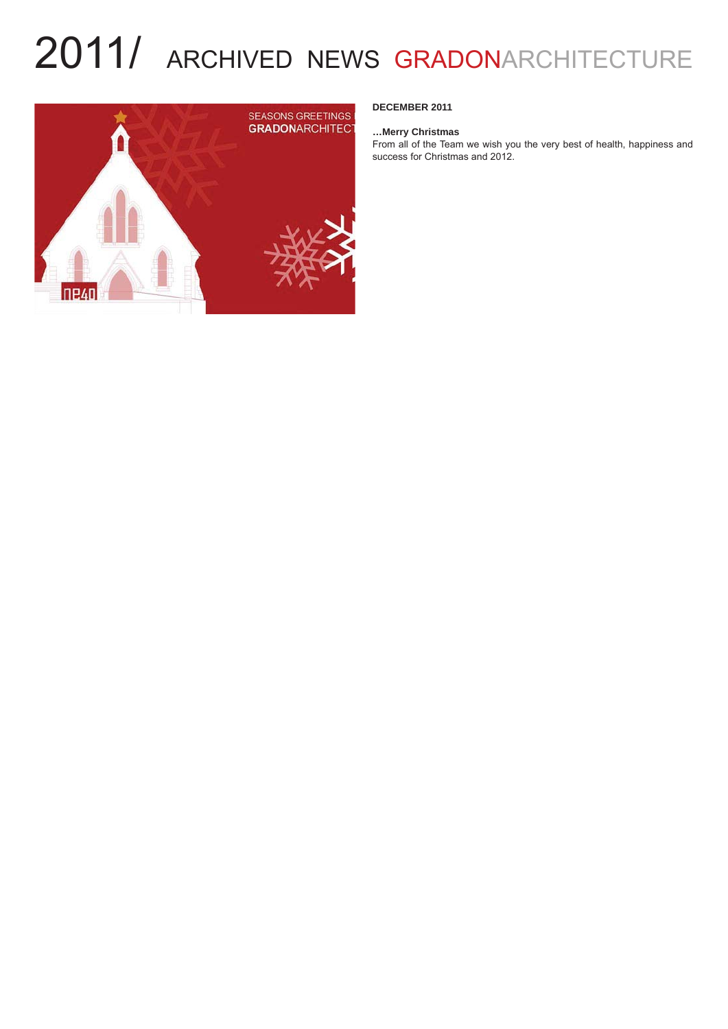# 2011/ ARCHIVED NEWS GRADONARCHITECTURE

**DECEMBER 2011**

**…Merry Christmas**
From all of the Team we wish you the very best of health, happiness and success for Christmas and 2012.